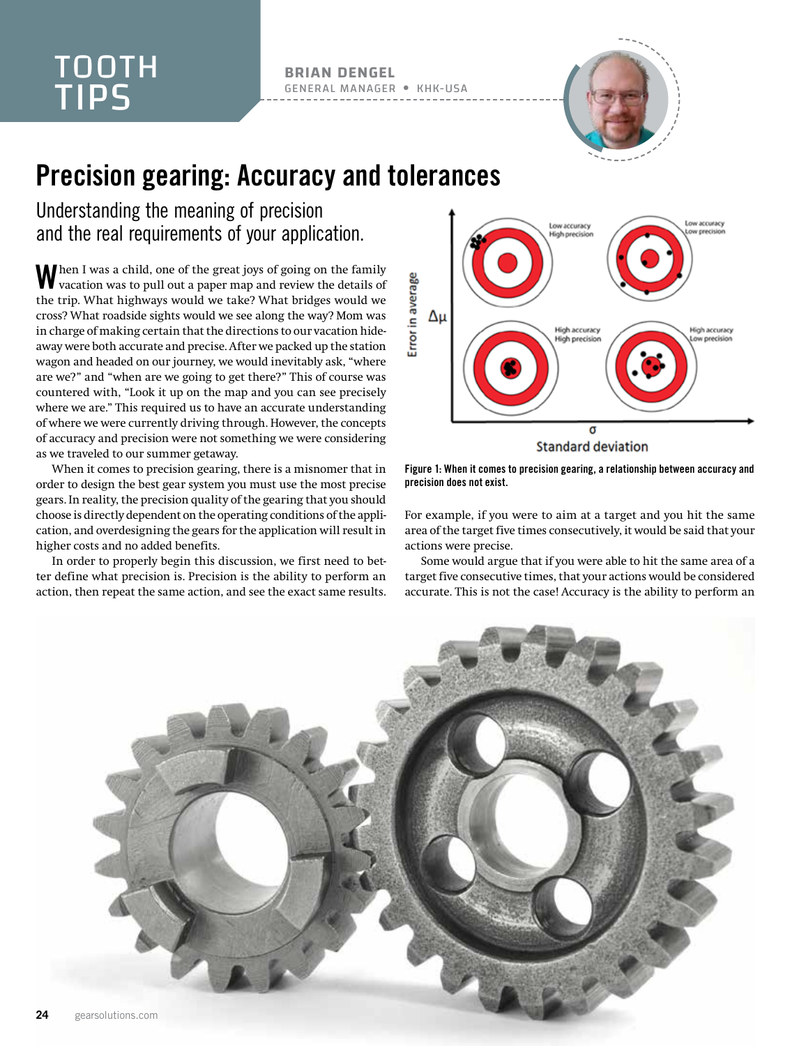TOOTH TIPS

**BRIAN DENGEL**
GENERAL MANAGER • KHK-USA

# Precision gearing: Accuracy and tolerances

## Understanding the meaning of precision and the real requirements of your application.

When I was a child, one of the great joys of going on the family vacation was to pull out a paper map and review the details of the trip. What highways would we take? What bridges would we cross? What roadside sights would we see along the way? Mom was in charge of making certain that the directions to our vacation hideaway were both accurate and precise. After we packed up the station wagon and headed on our journey, we would inevitably ask, "where are we?" and "when are we going to get there?" This of course was countered with, "Look it up on the map and you can see precisely where we are." This required us to have an accurate understanding of where we were currently driving through. However, the concepts of accuracy and precision were not something we were considering as we traveled to our summer getaway.

When it comes to precision gearing, there is a misnomer that in order to design the best gear system you must use the most precise gears. In reality, the precision quality of the gearing that you should choose is directly dependent on the operating conditions of the application, and overdesigning the gears for the application will result in higher costs and no added benefits.

In order to properly begin this discussion, we first need to better define what precision is. Precision is the ability to perform an action, then repeat the same action, and see the exact same results. For example, if you were to aim at a target and you hit the same area of the target five times consecutively, it would be said that your actions were precise.

Some would argue that if you were able to hit the same area of a target five consecutive times, that your actions would be considered accurate. This is not the case! Accuracy is the ability to perform an

Figure 1: When it comes to precision gearing, a relationship between accuracy and precision does not exist.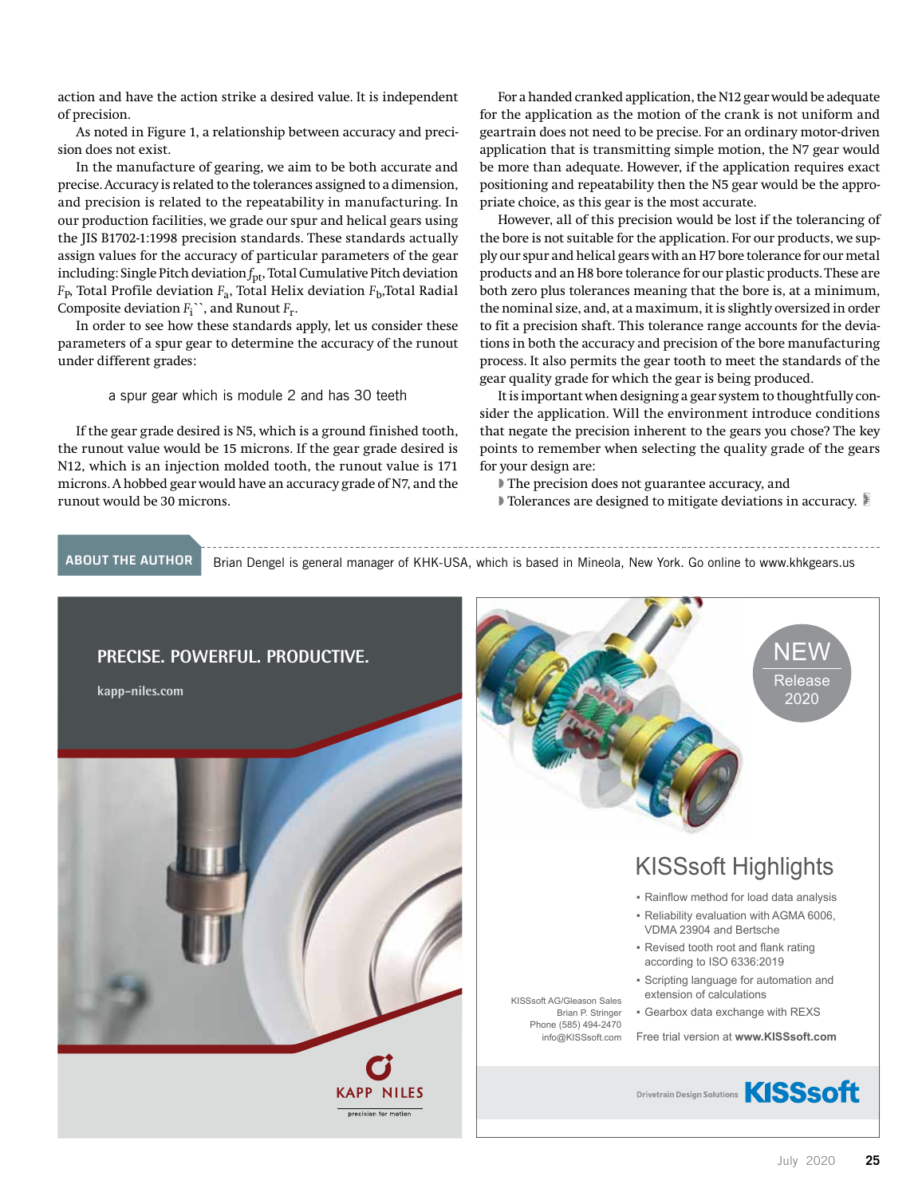action and have the action strike a desired value. It is independent of precision.

As noted in Figure 1, a relationship between accuracy and precision does not exist.

In the manufacture of gearing, we aim to be both accurate and precise. Accuracy is related to the tolerances assigned to a dimension, and precision is related to the repeatability in manufacturing. In our production facilities, we grade our spur and helical gears using the JIS B1702-1:1998 precision standards. These standards actually assign values for the accuracy of particular parameters of the gear including: Single Pitch deviation $f_{pt}$, Total Cumulative Pitch deviation $F_P$, Total Profile deviation $F_a$, Total Helix deviation $F_b$, Total Radial Composite deviation $F_i$``, and Runout $F_r$.

In order to see how these standards apply, let us consider these parameters of a spur gear to determine the accuracy of the runout under different grades:

a spur gear which is module 2 and has 30 teeth

If the gear grade desired is N5, which is a ground finished tooth, the runout value would be 15 microns. If the gear grade desired is N12, which is an injection molded tooth, the runout value is 171 microns. A hobbed gear would have an accuracy grade of N7, and the runout would be 30 microns.

For a handed cranked application, the N12 gear would be adequate for the application as the motion of the crank is not uniform and geartrain does not need to be precise. For an ordinary motor-driven application that is transmitting simple motion, the N7 gear would be more than adequate. However, if the application requires exact positioning and repeatability then the N5 gear would be the appropriate choice, as this gear is the most accurate.

However, all of this precision would be lost if the tolerancing of the bore is not suitable for the application. For our products, we supply our spur and helical gears with an H7 bore tolerance for our metal products and an H8 bore tolerance for our plastic products. These are both zero plus tolerances meaning that the bore is, at a minimum, the nominal size, and, at a maximum, it is slightly oversized in order to fit a precision shaft. This tolerance range accounts for the deviations in both the accuracy and precision of the bore manufacturing process. It also permits the gear tooth to meet the standards of the gear quality grade for which the gear is being produced.

It is important when designing a gear system to thoughtfully consider the application. Will the environment introduce conditions that negate the precision inherent to the gears you chose? The key points to remember when selecting the quality grade of the gears for your design are:

- The precision does not guarantee accuracy, and
- Tolerances are designed to mitigate deviations in accuracy.

**ABOUT THE AUTHOR** Brian Dengel is general manager of KHK-USA, which is based in Mineola, New York. Go online to www.khkgears.us

**PRECISE. POWERFUL. PRODUCTIVE.**

kapp-niles.com

KAPP NILES
precision for motion

NEW Release 2020

## KISSsoft Highlights

- Rainflow method for load data analysis
- Reliability evaluation with AGMA 6006, VDMA 23904 and Bertsche
- Revised tooth root and flank rating according to ISO 6336:2019
- Scripting language for automation and extension of calculations
- Gearbox data exchange with REXS

Free trial version at **www.KISSsoft.com**

KISSsoft AG/Gleason Sales
Brian P. Stringer
Phone (585) 494-2470
info@KISSsoft.com

Drivetrain Design Solutions **KISSsoft**